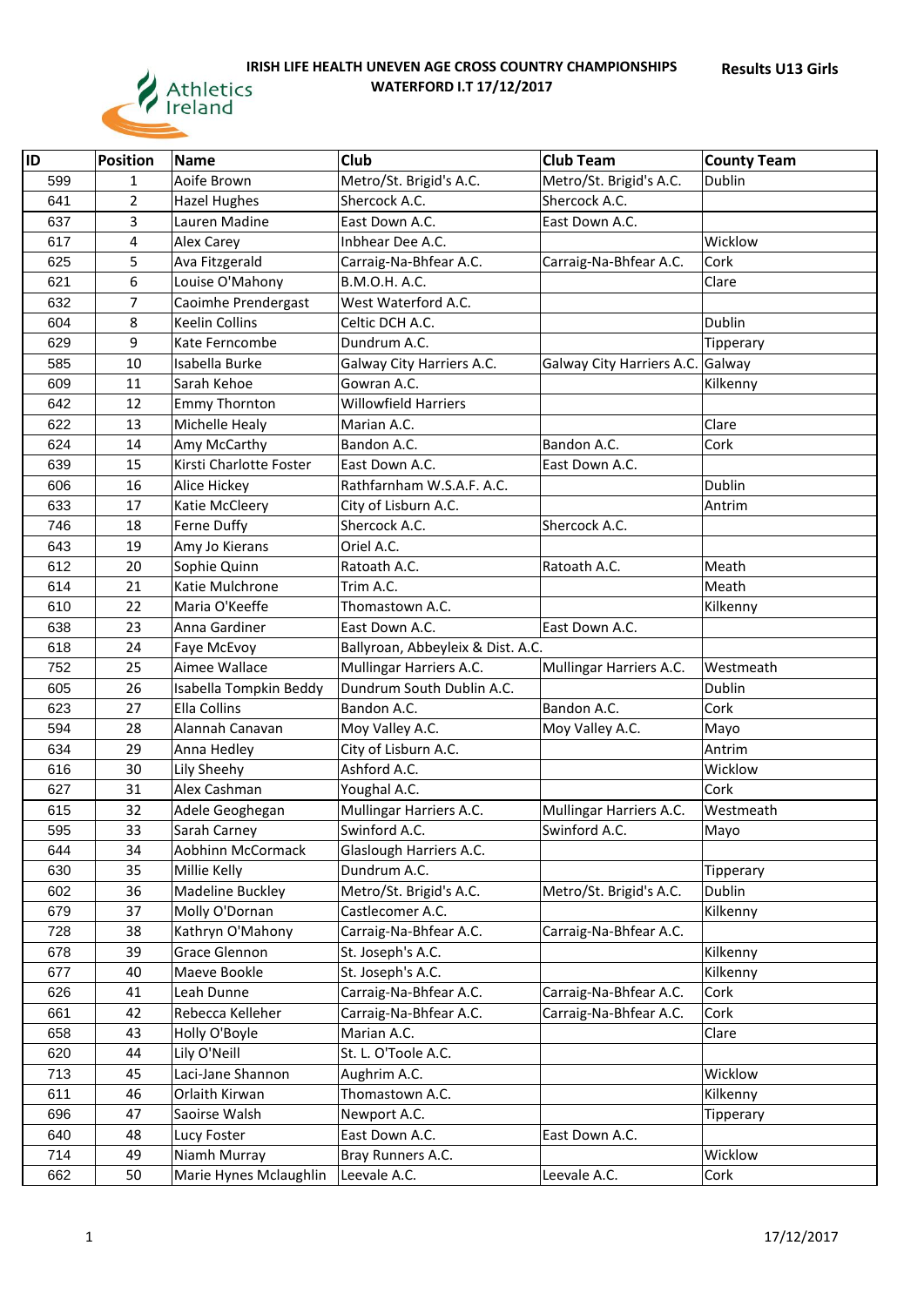# IRISH LIFE HEALTH UNEVEN AGE CROSS COUNTRY CHAMPIONSHIPS
## WATERFORD I.T 17/12/2017

**Results U13 Girls**

| ID | Position | Name | Club | Club Team | County Team |
|---|---|---|---|---|---|
| 599 | 1 | Aoife Brown | Metro/St. Brigid's A.C. | Metro/St. Brigid's A.C. | Dublin |
| 641 | 2 | Hazel Hughes | Shercock A.C. | Shercock A.C. | |
| 637 | 3 | Lauren Madine | East Down A.C. | East Down A.C. | |
| 617 | 4 | Alex Carey | Inbhear Dee A.C. | | Wicklow |
| 625 | 5 | Ava Fitzgerald | Carraig-Na-Bhfear A.C. | Carraig-Na-Bhfear A.C. | Cork |
| 621 | 6 | Louise O'Mahony | B.M.O.H. A.C. | | Clare |
| 632 | 7 | Caoimhe Prendergast | West Waterford A.C. | | |
| 604 | 8 | Keelin Collins | Celtic DCH A.C. | | Dublin |
| 629 | 9 | Kate Ferncombe | Dundrum A.C. | | Tipperary |
| 585 | 10 | Isabella Burke | Galway City Harriers A.C. | Galway City Harriers A.C. | Galway |
| 609 | 11 | Sarah Kehoe | Gowran A.C. | | Kilkenny |
| 642 | 12 | Emmy Thornton | Willowfield Harriers | | |
| 622 | 13 | Michelle Healy | Marian A.C. | | Clare |
| 624 | 14 | Amy McCarthy | Bandon A.C. | Bandon A.C. | Cork |
| 639 | 15 | Kirsti Charlotte Foster | East Down A.C. | East Down A.C. | |
| 606 | 16 | Alice Hickey | Rathfarnham W.S.A.F. A.C. | | Dublin |
| 633 | 17 | Katie McCleery | City of Lisburn A.C. | | Antrim |
| 746 | 18 | Ferne Duffy | Shercock A.C. | Shercock A.C. | |
| 643 | 19 | Amy Jo Kierans | Oriel A.C. | | |
| 612 | 20 | Sophie Quinn | Ratoath A.C. | Ratoath A.C. | Meath |
| 614 | 21 | Katie Mulchrone | Trim A.C. | | Meath |
| 610 | 22 | Maria O'Keeffe | Thomastown A.C. | | Kilkenny |
| 638 | 23 | Anna Gardiner | East Down A.C. | East Down A.C. | |
| 618 | 24 | Faye McEvoy | Ballyroan, Abbeyleix & Dist. A.C. | | |
| 752 | 25 | Aimee Wallace | Mullingar Harriers A.C. | Mullingar Harriers A.C. | Westmeath |
| 605 | 26 | Isabella Tompkin Beddy | Dundrum South Dublin A.C. | | Dublin |
| 623 | 27 | Ella Collins | Bandon A.C. | Bandon A.C. | Cork |
| 594 | 28 | Alannah Canavan | Moy Valley A.C. | Moy Valley A.C. | Mayo |
| 634 | 29 | Anna Hedley | City of Lisburn A.C. | | Antrim |
| 616 | 30 | Lily Sheehy | Ashford A.C. | | Wicklow |
| 627 | 31 | Alex Cashman | Youghal A.C. | | Cork |
| 615 | 32 | Adele Geoghegan | Mullingar Harriers A.C. | Mullingar Harriers A.C. | Westmeath |
| 595 | 33 | Sarah Carney | Swinford A.C. | Swinford A.C. | Mayo |
| 644 | 34 | Aobhinn McCormack | Glaslough Harriers A.C. | | |
| 630 | 35 | Millie Kelly | Dundrum A.C. | | Tipperary |
| 602 | 36 | Madeline Buckley | Metro/St. Brigid's A.C. | Metro/St. Brigid's A.C. | Dublin |
| 679 | 37 | Molly O'Dornan | Castlecomer A.C. | | Kilkenny |
| 728 | 38 | Kathryn O'Mahony | Carraig-Na-Bhfear A.C. | Carraig-Na-Bhfear A.C. | |
| 678 | 39 | Grace Glennon | St. Joseph's A.C. | | Kilkenny |
| 677 | 40 | Maeve Bookle | St. Joseph's A.C. | | Kilkenny |
| 626 | 41 | Leah Dunne | Carraig-Na-Bhfear A.C. | Carraig-Na-Bhfear A.C. | Cork |
| 661 | 42 | Rebecca Kelleher | Carraig-Na-Bhfear A.C. | Carraig-Na-Bhfear A.C. | Cork |
| 658 | 43 | Holly O'Boyle | Marian A.C. | | Clare |
| 620 | 44 | Lily O'Neill | St. L. O'Toole A.C. | | |
| 713 | 45 | Laci-Jane Shannon | Aughrim A.C. | | Wicklow |
| 611 | 46 | Orlaith Kirwan | Thomastown A.C. | | Kilkenny |
| 696 | 47 | Saoirse Walsh | Newport A.C. | | Tipperary |
| 640 | 48 | Lucy Foster | East Down A.C. | East Down A.C. | |
| 714 | 49 | Niamh Murray | Bray Runners A.C. | | Wicklow |
| 662 | 50 | Marie Hynes Mclaughlin | Leevale A.C. | Leevale A.C. | Cork |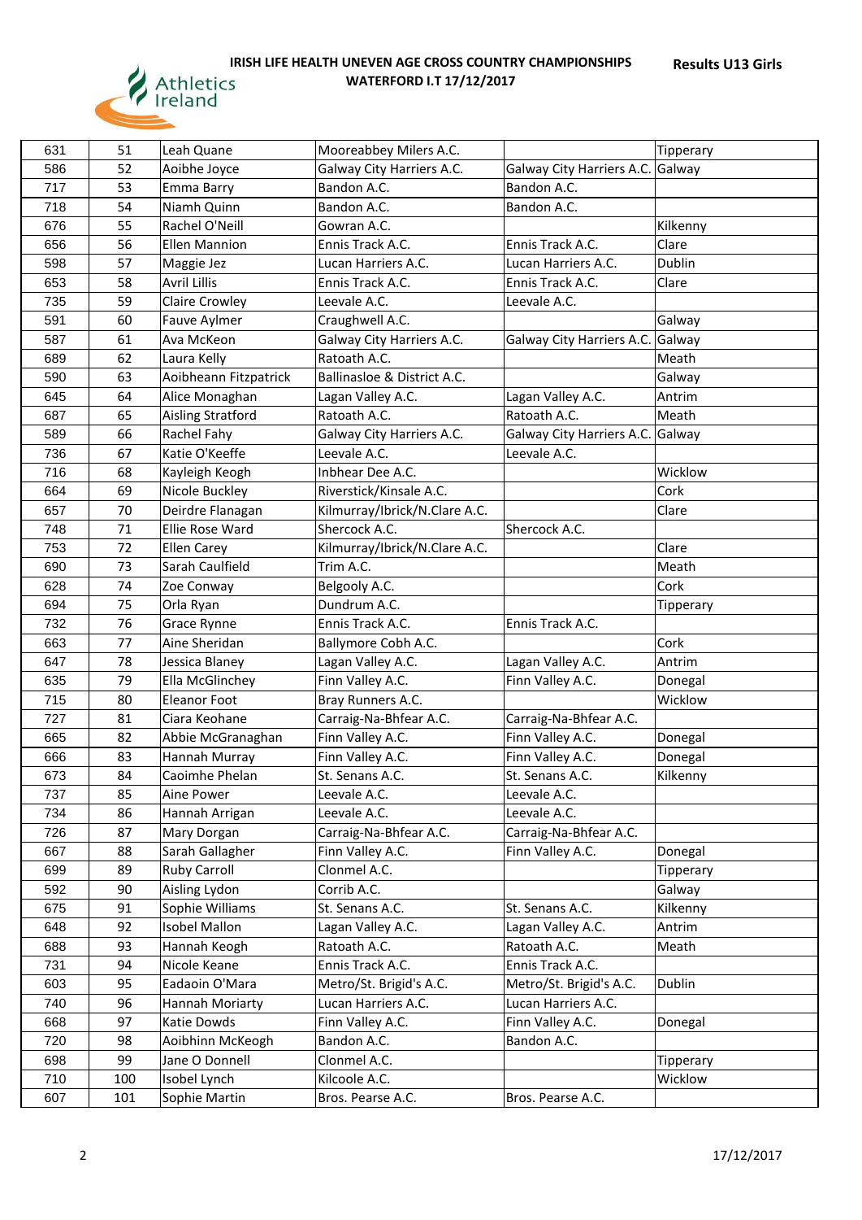# IRISH LIFE HEALTH UNEVEN AGE CROSS COUNTRY CHAMPIONSHIPS

## WATERFORD I.T 17/12/2017

**Results U13 Girls**

| | | | | | |
|---|---|---|---|---|---|
| 631 | 51 | Leah Quane | Mooreabbey Milers A.C. | | Tipperary |
| 586 | 52 | Aoibhe Joyce | Galway City Harriers A.C. | Galway City Harriers A.C. | Galway |
| 717 | 53 | Emma Barry | Bandon A.C. | Bandon A.C. | |
| 718 | 54 | Niamh Quinn | Bandon A.C. | Bandon A.C. | |
| 676 | 55 | Rachel O'Neill | Gowran A.C. | | Kilkenny |
| 656 | 56 | Ellen Mannion | Ennis Track A.C. | Ennis Track A.C. | Clare |
| 598 | 57 | Maggie Jez | Lucan Harriers A.C. | Lucan Harriers A.C. | Dublin |
| 653 | 58 | Avril Lillis | Ennis Track A.C. | Ennis Track A.C. | Clare |
| 735 | 59 | Claire Crowley | Leevale A.C. | Leevale A.C. | |
| 591 | 60 | Fauve Aylmer | Craughwell A.C. | | Galway |
| 587 | 61 | Ava McKeon | Galway City Harriers A.C. | Galway City Harriers A.C. | Galway |
| 689 | 62 | Laura Kelly | Ratoath A.C. | | Meath |
| 590 | 63 | Aoibheann Fitzpatrick | Ballinasloe & District A.C. | | Galway |
| 645 | 64 | Alice Monaghan | Lagan Valley A.C. | Lagan Valley A.C. | Antrim |
| 687 | 65 | Aisling Stratford | Ratoath A.C. | Ratoath A.C. | Meath |
| 589 | 66 | Rachel Fahy | Galway City Harriers A.C. | Galway City Harriers A.C. | Galway |
| 736 | 67 | Katie O'Keeffe | Leevale A.C. | Leevale A.C. | |
| 716 | 68 | Kayleigh Keogh | Inbhear Dee A.C. | | Wicklow |
| 664 | 69 | Nicole Buckley | Riverstick/Kinsale A.C. | | Cork |
| 657 | 70 | Deirdre Flanagan | Kilmurray/Ibrick/N.Clare A.C. | | Clare |
| 748 | 71 | Ellie Rose Ward | Shercock A.C. | Shercock A.C. | |
| 753 | 72 | Ellen Carey | Kilmurray/Ibrick/N.Clare A.C. | | Clare |
| 690 | 73 | Sarah Caulfield | Trim A.C. | | Meath |
| 628 | 74 | Zoe Conway | Belgooly A.C. | | Cork |
| 694 | 75 | Orla Ryan | Dundrum A.C. | | Tipperary |
| 732 | 76 | Grace Rynne | Ennis Track A.C. | Ennis Track A.C. | |
| 663 | 77 | Aine Sheridan | Ballymore Cobh A.C. | | Cork |
| 647 | 78 | Jessica Blaney | Lagan Valley A.C. | Lagan Valley A.C. | Antrim |
| 635 | 79 | Ella McGlinchey | Finn Valley A.C. | Finn Valley A.C. | Donegal |
| 715 | 80 | Eleanor Foot | Bray Runners A.C. | | Wicklow |
| 727 | 81 | Ciara Keohane | Carraig-Na-Bhfear A.C. | Carraig-Na-Bhfear A.C. | |
| 665 | 82 | Abbie McGranaghan | Finn Valley A.C. | Finn Valley A.C. | Donegal |
| 666 | 83 | Hannah Murray | Finn Valley A.C. | Finn Valley A.C. | Donegal |
| 673 | 84 | Caoimhe Phelan | St. Senans A.C. | St. Senans A.C. | Kilkenny |
| 737 | 85 | Aine Power | Leevale A.C. | Leevale A.C. | |
| 734 | 86 | Hannah Arrigan | Leevale A.C. | Leevale A.C. | |
| 726 | 87 | Mary Dorgan | Carraig-Na-Bhfear A.C. | Carraig-Na-Bhfear A.C. | |
| 667 | 88 | Sarah Gallagher | Finn Valley A.C. | Finn Valley A.C. | Donegal |
| 699 | 89 | Ruby Carroll | Clonmel A.C. | | Tipperary |
| 592 | 90 | Aisling Lydon | Corrib A.C. | | Galway |
| 675 | 91 | Sophie Williams | St. Senans A.C. | St. Senans A.C. | Kilkenny |
| 648 | 92 | Isobel Mallon | Lagan Valley A.C. | Lagan Valley A.C. | Antrim |
| 688 | 93 | Hannah Keogh | Ratoath A.C. | Ratoath A.C. | Meath |
| 731 | 94 | Nicole Keane | Ennis Track A.C. | Ennis Track A.C. | |
| 603 | 95 | Eadaoin O'Mara | Metro/St. Brigid's A.C. | Metro/St. Brigid's A.C. | Dublin |
| 740 | 96 | Hannah Moriarty | Lucan Harriers A.C. | Lucan Harriers A.C. | |
| 668 | 97 | Katie Dowds | Finn Valley A.C. | Finn Valley A.C. | Donegal |
| 720 | 98 | Aoibhinn McKeogh | Bandon A.C. | Bandon A.C. | |
| 698 | 99 | Jane O Donnell | Clonmel A.C. | | Tipperary |
| 710 | 100 | Isobel Lynch | Kilcoole A.C. | | Wicklow |
| 607 | 101 | Sophie Martin | Bros. Pearse A.C. | Bros. Pearse A.C. | |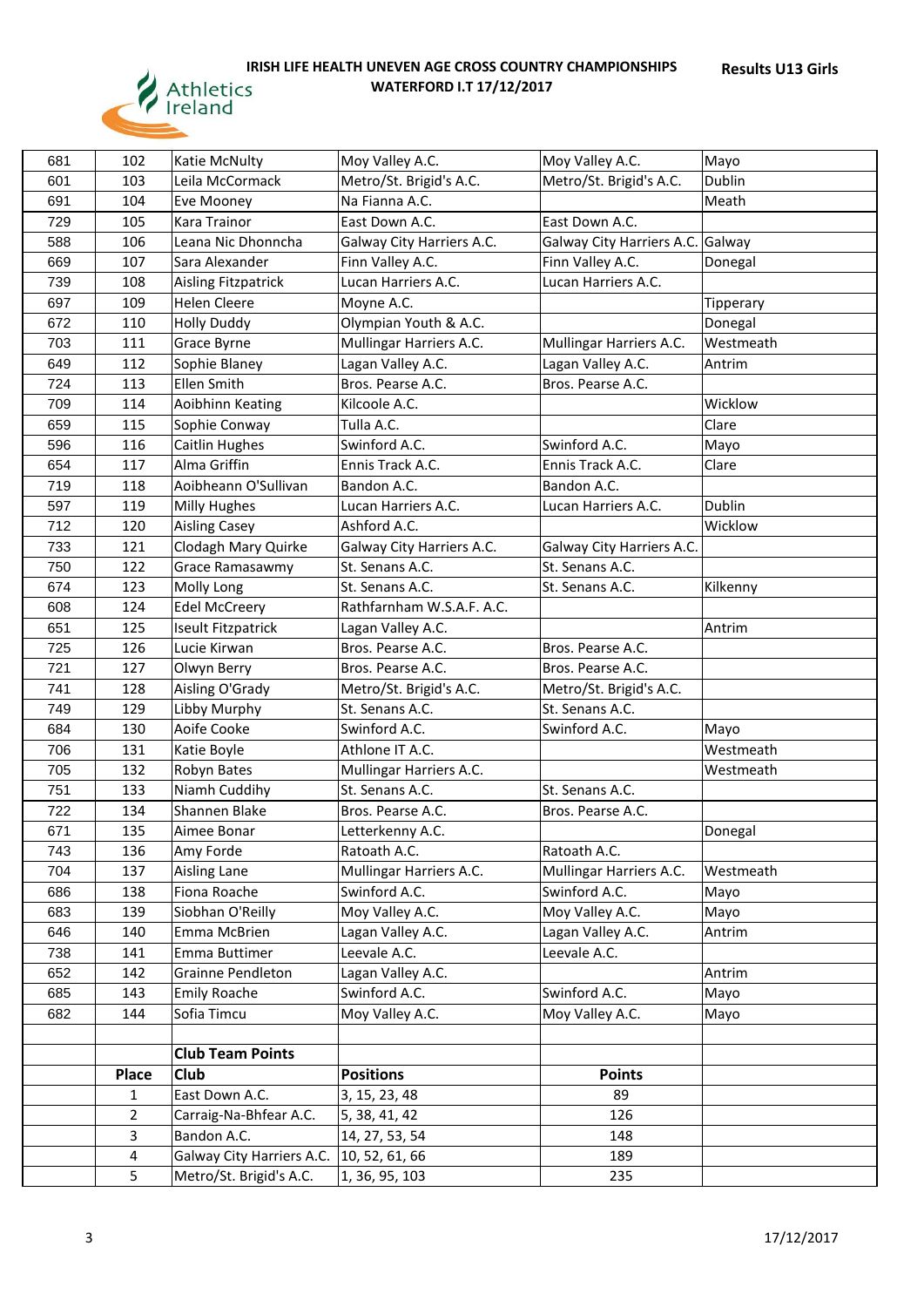# IRISH LIFE HEALTH UNEVEN AGE CROSS COUNTRY CHAMPIONSHIPS
## WATERFORD I.T 17/12/2017

**Results U13 Girls**

| | | | | | |
|---|---|---|---|---|---|
| 681 | 102 | Katie McNulty | Moy Valley A.C. | Moy Valley A.C. | Mayo |
| 601 | 103 | Leila McCormack | Metro/St. Brigid's A.C. | Metro/St. Brigid's A.C. | Dublin |
| 691 | 104 | Eve Mooney | Na Fianna A.C. | | Meath |
| 729 | 105 | Kara Trainor | East Down A.C. | East Down A.C. | |
| 588 | 106 | Leana Nic Dhonncha | Galway City Harriers A.C. | Galway City Harriers A.C. | Galway |
| 669 | 107 | Sara Alexander | Finn Valley A.C. | Finn Valley A.C. | Donegal |
| 739 | 108 | Aisling Fitzpatrick | Lucan Harriers A.C. | Lucan Harriers A.C. | |
| 697 | 109 | Helen Cleere | Moyne A.C. | | Tipperary |
| 672 | 110 | Holly Duddy | Olympian Youth & A.C. | | Donegal |
| 703 | 111 | Grace Byrne | Mullingar Harriers A.C. | Mullingar Harriers A.C. | Westmeath |
| 649 | 112 | Sophie Blaney | Lagan Valley A.C. | Lagan Valley A.C. | Antrim |
| 724 | 113 | Ellen Smith | Bros. Pearse A.C. | Bros. Pearse A.C. | |
| 709 | 114 | Aoibhinn Keating | Kilcoole A.C. | | Wicklow |
| 659 | 115 | Sophie Conway | Tulla A.C. | | Clare |
| 596 | 116 | Caitlin Hughes | Swinford A.C. | Swinford A.C. | Mayo |
| 654 | 117 | Alma Griffin | Ennis Track A.C. | Ennis Track A.C. | Clare |
| 719 | 118 | Aoibheann O'Sullivan | Bandon A.C. | Bandon A.C. | |
| 597 | 119 | Milly Hughes | Lucan Harriers A.C. | Lucan Harriers A.C. | Dublin |
| 712 | 120 | Aisling Casey | Ashford A.C. | | Wicklow |
| 733 | 121 | Clodagh Mary Quirke | Galway City Harriers A.C. | Galway City Harriers A.C. | |
| 750 | 122 | Grace Ramasawmy | St. Senans A.C. | St. Senans A.C. | |
| 674 | 123 | Molly Long | St. Senans A.C. | St. Senans A.C. | Kilkenny |
| 608 | 124 | Edel McCreery | Rathfarnham W.S.A.F. A.C. | | |
| 651 | 125 | Iseult Fitzpatrick | Lagan Valley A.C. | | Antrim |
| 725 | 126 | Lucie Kirwan | Bros. Pearse A.C. | Bros. Pearse A.C. | |
| 721 | 127 | Olwyn Berry | Bros. Pearse A.C. | Bros. Pearse A.C. | |
| 741 | 128 | Aisling O'Grady | Metro/St. Brigid's A.C. | Metro/St. Brigid's A.C. | |
| 749 | 129 | Libby Murphy | St. Senans A.C. | St. Senans A.C. | |
| 684 | 130 | Aoife Cooke | Swinford A.C. | Swinford A.C. | Mayo |
| 706 | 131 | Katie Boyle | Athlone IT A.C. | | Westmeath |
| 705 | 132 | Robyn Bates | Mullingar Harriers A.C. | | Westmeath |
| 751 | 133 | Niamh Cuddihy | St. Senans A.C. | St. Senans A.C. | |
| 722 | 134 | Shannen Blake | Bros. Pearse A.C. | Bros. Pearse A.C. | |
| 671 | 135 | Aimee Bonar | Letterkenny A.C. | | Donegal |
| 743 | 136 | Amy Forde | Ratoath A.C. | Ratoath A.C. | |
| 704 | 137 | Aisling Lane | Mullingar Harriers A.C. | Mullingar Harriers A.C. | Westmeath |
| 686 | 138 | Fiona Roache | Swinford A.C. | Swinford A.C. | Mayo |
| 683 | 139 | Siobhan O'Reilly | Moy Valley A.C. | Moy Valley A.C. | Mayo |
| 646 | 140 | Emma McBrien | Lagan Valley A.C. | Lagan Valley A.C. | Antrim |
| 738 | 141 | Emma Buttimer | Leevale A.C. | Leevale A.C. | |
| 652 | 142 | Grainne Pendleton | Lagan Valley A.C. | | Antrim |
| 685 | 143 | Emily Roache | Swinford A.C. | Swinford A.C. | Mayo |
| 682 | 144 | Sofia Timcu | Moy Valley A.C. | Moy Valley A.C. | Mayo |

**Club Team Points**

| Place | Club | Positions | Points |
|---|---|---|---|
| 1 | East Down A.C. | 3, 15, 23, 48 | 89 |
| 2 | Carraig-Na-Bhfear A.C. | 5, 38, 41, 42 | 126 |
| 3 | Bandon A.C. | 14, 27, 53, 54 | 148 |
| 4 | Galway City Harriers A.C. | 10, 52, 61, 66 | 189 |
| 5 | Metro/St. Brigid's A.C. | 1, 36, 95, 103 | 235 |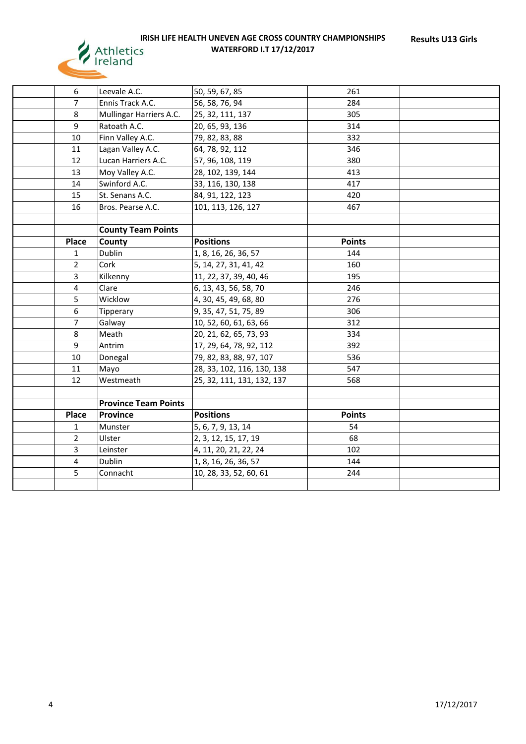IRISH LIFE HEALTH UNEVEN AGE CROSS COUNTRY CHAMPIONSHIPS
WATERFORD I.T 17/12/2017

**Results U13 Girls**

| | | | | | |
|---|---|---|---|---|---|
| | 6 | Leevale A.C. | 50, 59, 67, 85 | 261 | |
| | 7 | Ennis Track A.C. | 56, 58, 76, 94 | 284 | |
| | 8 | Mullingar Harriers A.C. | 25, 32, 111, 137 | 305 | |
| | 9 | Ratoath A.C. | 20, 65, 93, 136 | 314 | |
| | 10 | Finn Valley A.C. | 79, 82, 83, 88 | 332 | |
| | 11 | Lagan Valley A.C. | 64, 78, 92, 112 | 346 | |
| | 12 | Lucan Harriers A.C. | 57, 96, 108, 119 | 380 | |
| | 13 | Moy Valley A.C. | 28, 102, 139, 144 | 413 | |
| | 14 | Swinford A.C. | 33, 116, 130, 138 | 417 | |
| | 15 | St. Senans A.C. | 84, 91, 122, 123 | 420 | |
| | 16 | Bros. Pearse A.C. | 101, 113, 126, 127 | 467 | |
| | | | | | |
| | | **County Team Points** | | | |
| | **Place** | **County** | **Positions** | **Points** | |
| | 1 | Dublin | 1, 8, 16, 26, 36, 57 | 144 | |
| | 2 | Cork | 5, 14, 27, 31, 41, 42 | 160 | |
| | 3 | Kilkenny | 11, 22, 37, 39, 40, 46 | 195 | |
| | 4 | Clare | 6, 13, 43, 56, 58, 70 | 246 | |
| | 5 | Wicklow | 4, 30, 45, 49, 68, 80 | 276 | |
| | 6 | Tipperary | 9, 35, 47, 51, 75, 89 | 306 | |
| | 7 | Galway | 10, 52, 60, 61, 63, 66 | 312 | |
| | 8 | Meath | 20, 21, 62, 65, 73, 93 | 334 | |
| | 9 | Antrim | 17, 29, 64, 78, 92, 112 | 392 | |
| | 10 | Donegal | 79, 82, 83, 88, 97, 107 | 536 | |
| | 11 | Mayo | 28, 33, 102, 116, 130, 138 | 547 | |
| | 12 | Westmeath | 25, 32, 111, 131, 132, 137 | 568 | |
| | | | | | |
| | | **Province Team Points** | | | |
| | **Place** | **Province** | **Positions** | **Points** | |
| | 1 | Munster | 5, 6, 7, 9, 13, 14 | 54 | |
| | 2 | Ulster | 2, 3, 12, 15, 17, 19 | 68 | |
| | 3 | Leinster | 4, 11, 20, 21, 22, 24 | 102 | |
| | 4 | Dublin | 1, 8, 16, 26, 36, 57 | 144 | |
| | 5 | Connacht | 10, 28, 33, 52, 60, 61 | 244 | |